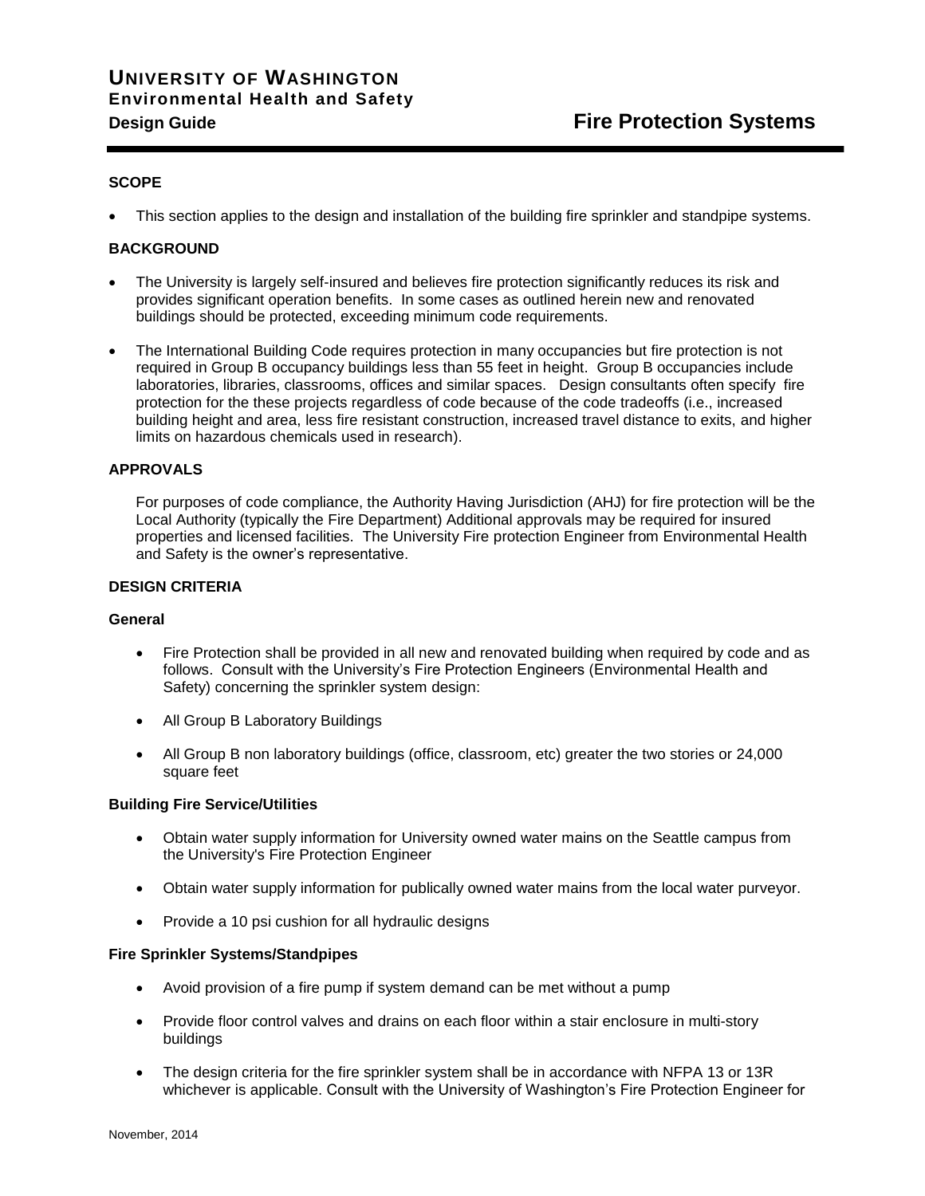# UNIVERSITY OF WASHINGTON
## Environmental Health and Safety
### Design Guide — Fire Protection Systems

**SCOPE**

- This section applies to the design and installation of the building fire sprinkler and standpipe systems.

**BACKGROUND**

- The University is largely self-insured and believes fire protection significantly reduces its risk and provides significant operation benefits. In some cases as outlined herein new and renovated buildings should be protected, exceeding minimum code requirements.
- The International Building Code requires protection in many occupancies but fire protection is not required in Group B occupancy buildings less than 55 feet in height. Group B occupancies include laboratories, libraries, classrooms, offices and similar spaces. Design consultants often specify fire protection for the these projects regardless of code because of the code tradeoffs (i.e., increased building height and area, less fire resistant construction, increased travel distance to exits, and higher limits on hazardous chemicals used in research).

**APPROVALS**

For purposes of code compliance, the Authority Having Jurisdiction (AHJ) for fire protection will be the Local Authority (typically the Fire Department) Additional approvals may be required for insured properties and licensed facilities. The University Fire protection Engineer from Environmental Health and Safety is the owner's representative.

**DESIGN CRITERIA**

**General**

- Fire Protection shall be provided in all new and renovated building when required by code and as follows. Consult with the University's Fire Protection Engineers (Environmental Health and Safety) concerning the sprinkler system design:
- All Group B Laboratory Buildings
- All Group B non laboratory buildings (office, classroom, etc) greater the two stories or 24,000 square feet

**Building Fire Service/Utilities**

- Obtain water supply information for University owned water mains on the Seattle campus from the University's Fire Protection Engineer
- Obtain water supply information for publically owned water mains from the local water purveyor.
- Provide a 10 psi cushion for all hydraulic designs

**Fire Sprinkler Systems/Standpipes**

- Avoid provision of a fire pump if system demand can be met without a pump
- Provide floor control valves and drains on each floor within a stair enclosure in multi-story buildings
- The design criteria for the fire sprinkler system shall be in accordance with NFPA 13 or 13R whichever is applicable. Consult with the University of Washington's Fire Protection Engineer for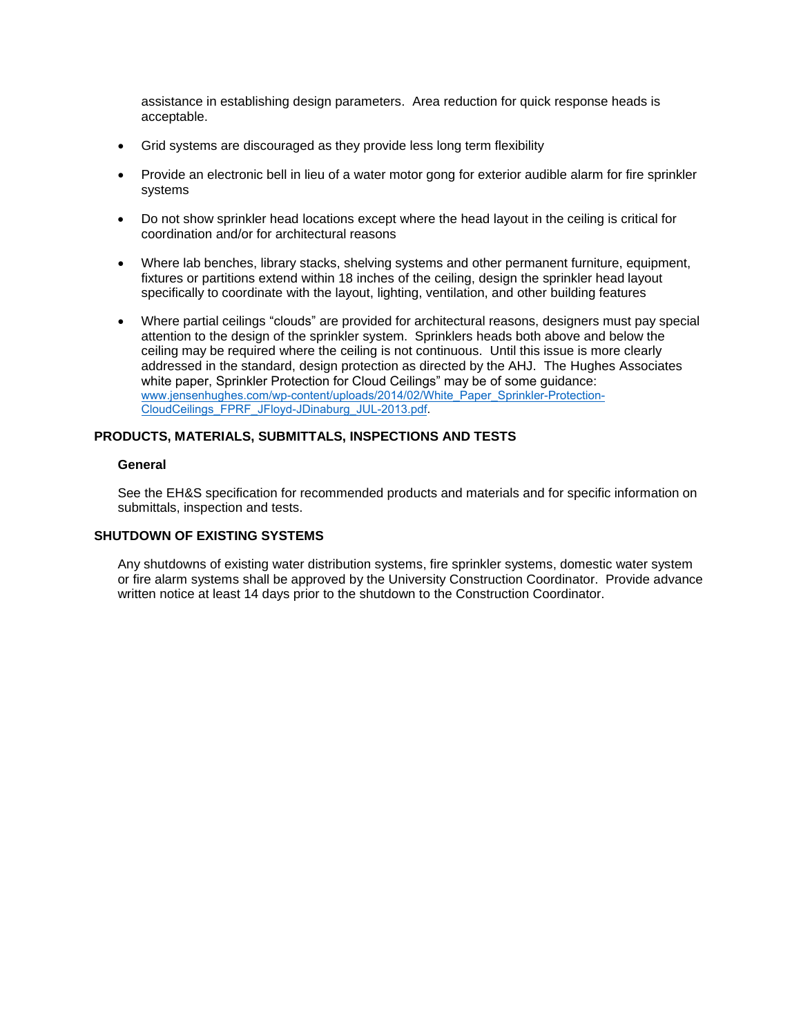assistance in establishing design parameters. Area reduction for quick response heads is acceptable.

- Grid systems are discouraged as they provide less long term flexibility
- Provide an electronic bell in lieu of a water motor gong for exterior audible alarm for fire sprinkler systems
- Do not show sprinkler head locations except where the head layout in the ceiling is critical for coordination and/or for architectural reasons
- Where lab benches, library stacks, shelving systems and other permanent furniture, equipment, fixtures or partitions extend within 18 inches of the ceiling, design the sprinkler head layout specifically to coordinate with the layout, lighting, ventilation, and other building features
- Where partial ceilings "clouds" are provided for architectural reasons, designers must pay special attention to the design of the sprinkler system. Sprinklers heads both above and below the ceiling may be required where the ceiling is not continuous. Until this issue is more clearly addressed in the standard, design protection as directed by the AHJ. The Hughes Associates white paper, Sprinkler Protection for Cloud Ceilings" may be of some guidance: www.jensenhughes.com/wp-content/uploads/2014/02/White_Paper_Sprinkler-Protection-CloudCeilings_FPRF_JFloyd-JDinaburg_JUL-2013.pdf.

## PRODUCTS, MATERIALS, SUBMITTALS, INSPECTIONS AND TESTS

### General

See the EH&S specification for recommended products and materials and for specific information on submittals, inspection and tests.

## SHUTDOWN OF EXISTING SYSTEMS

Any shutdowns of existing water distribution systems, fire sprinkler systems, domestic water system or fire alarm systems shall be approved by the University Construction Coordinator. Provide advance written notice at least 14 days prior to the shutdown to the Construction Coordinator.